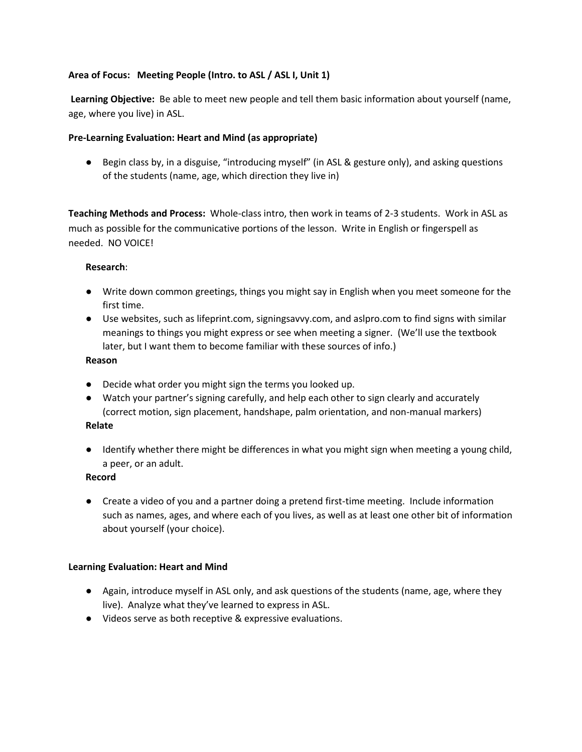**Area of Focus:** **Meeting People (Intro. to ASL / ASL I, Unit 1)**

**Learning Objective:** Be able to meet new people and tell them basic information about yourself (name, age, where you live) in ASL.

**Pre-Learning Evaluation: Heart and Mind (as appropriate)**

- Begin class by, in a disguise, "introducing myself" (in ASL & gesture only), and asking questions of the students (name, age, which direction they live in)

**Teaching Methods and Process:** Whole-class intro, then work in teams of 2-3 students. Work in ASL as much as possible for the communicative portions of the lesson. Write in English or fingerspell as needed. NO VOICE!

**Research**:

- Write down common greetings, things you might say in English when you meet someone for the first time.
- Use websites, such as lifeprint.com, signingsavvy.com, and aslpro.com to find signs with similar meanings to things you might express or see when meeting a signer. (We'll use the textbook later, but I want them to become familiar with these sources of info.)

**Reason**

- Decide what order you might sign the terms you looked up.
- Watch your partner's signing carefully, and help each other to sign clearly and accurately (correct motion, sign placement, handshape, palm orientation, and non-manual markers)

**Relate**

- Identify whether there might be differences in what you might sign when meeting a young child, a peer, or an adult.

**Record**

- Create a video of you and a partner doing a pretend first-time meeting. Include information such as names, ages, and where each of you lives, as well as at least one other bit of information about yourself (your choice).

**Learning Evaluation: Heart and Mind**

- Again, introduce myself in ASL only, and ask questions of the students (name, age, where they live). Analyze what they've learned to express in ASL.
- Videos serve as both receptive & expressive evaluations.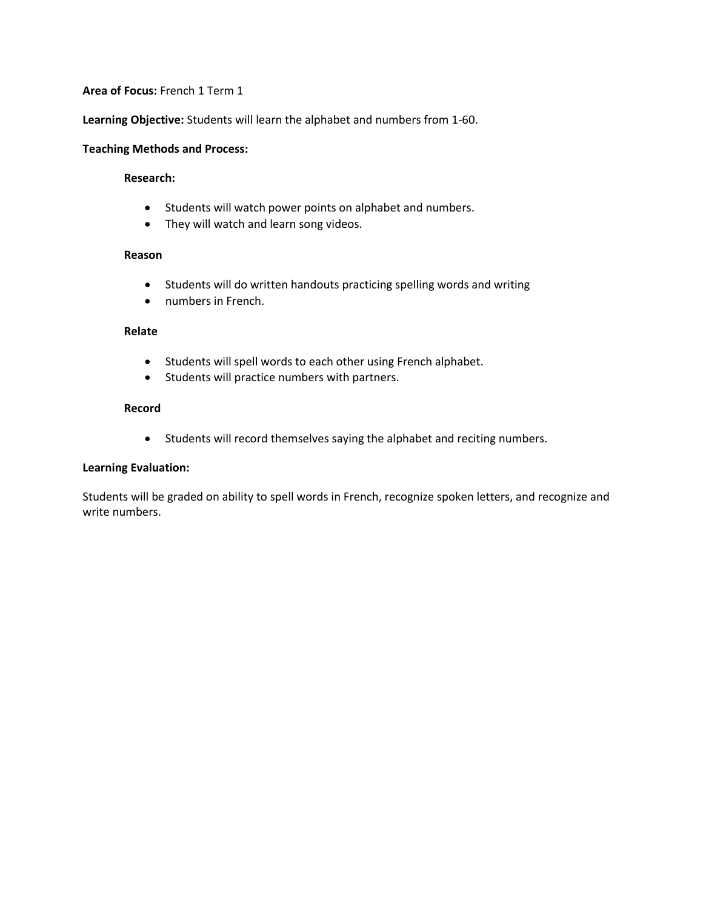**Area of Focus:** French 1 Term 1

**Learning Objective:** Students will learn the alphabet and numbers from 1-60.

**Teaching Methods and Process:**

**Research:**

- Students will watch power points on alphabet and numbers.
- They will watch and learn song videos.

**Reason**

- Students will do written handouts practicing spelling words and writing
- numbers in French.

**Relate**

- Students will spell words to each other using French alphabet.
- Students will practice numbers with partners.

**Record**

- Students will record themselves saying the alphabet and reciting numbers.

**Learning Evaluation:**

Students will be graded on ability to spell words in French, recognize spoken letters, and recognize and write numbers.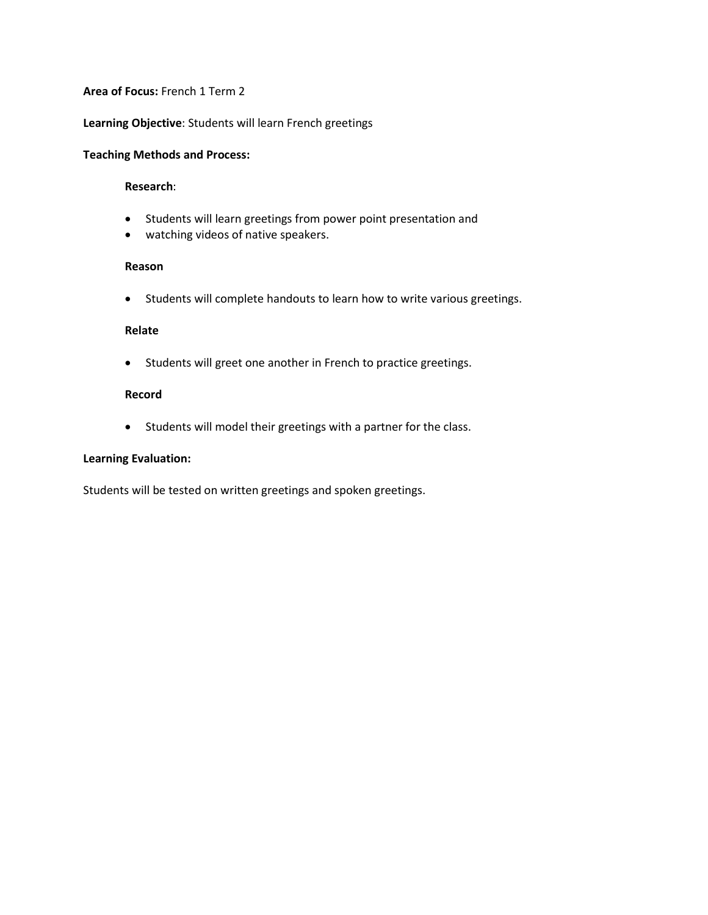**Area of Focus:** French 1 Term 2

**Learning Objective**: Students will learn French greetings

**Teaching Methods and Process:**

**Research**:

- Students will learn greetings from power point presentation and
- watching videos of native speakers.

**Reason**

- Students will complete handouts to learn how to write various greetings.

**Relate**

- Students will greet one another in French to practice greetings.

**Record**

- Students will model their greetings with a partner for the class.

**Learning Evaluation:**

Students will be tested on written greetings and spoken greetings.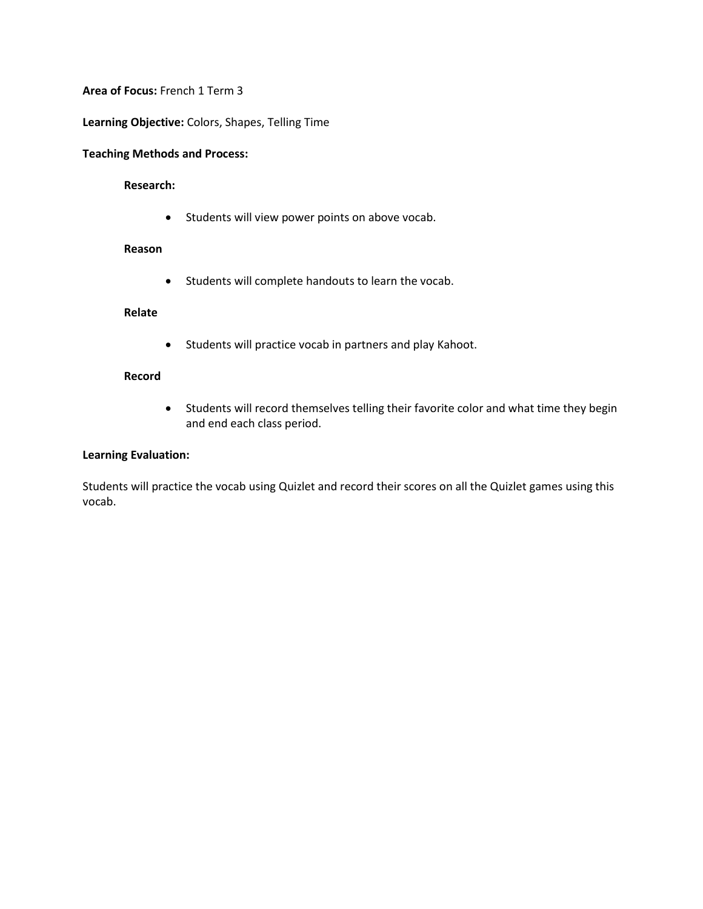**Area of Focus:** French 1 Term 3

**Learning Objective:** Colors, Shapes, Telling Time

**Teaching Methods and Process:**

**Research:**

- Students will view power points on above vocab.

**Reason**

- Students will complete handouts to learn the vocab.

**Relate**

- Students will practice vocab in partners and play Kahoot.

**Record**

- Students will record themselves telling their favorite color and what time they begin and end each class period.

**Learning Evaluation:**

Students will practice the vocab using Quizlet and record their scores on all the Quizlet games using this vocab.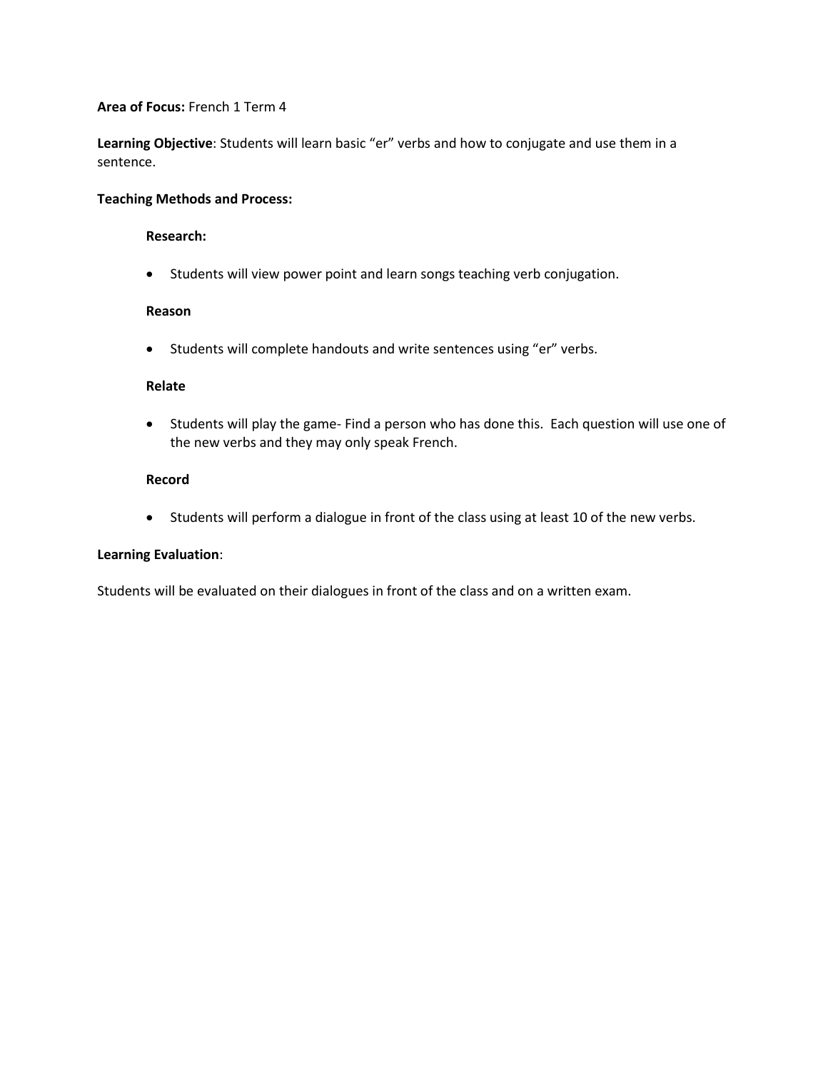**Area of Focus:** French 1 Term 4

**Learning Objective**: Students will learn basic "er" verbs and how to conjugate and use them in a sentence.

**Teaching Methods and Process:**

**Research:**

- Students will view power point and learn songs teaching verb conjugation.

**Reason**

- Students will complete handouts and write sentences using "er" verbs.

**Relate**

- Students will play the game- Find a person who has done this. Each question will use one of the new verbs and they may only speak French.

**Record**

- Students will perform a dialogue in front of the class using at least 10 of the new verbs.

**Learning Evaluation**:

Students will be evaluated on their dialogues in front of the class and on a written exam.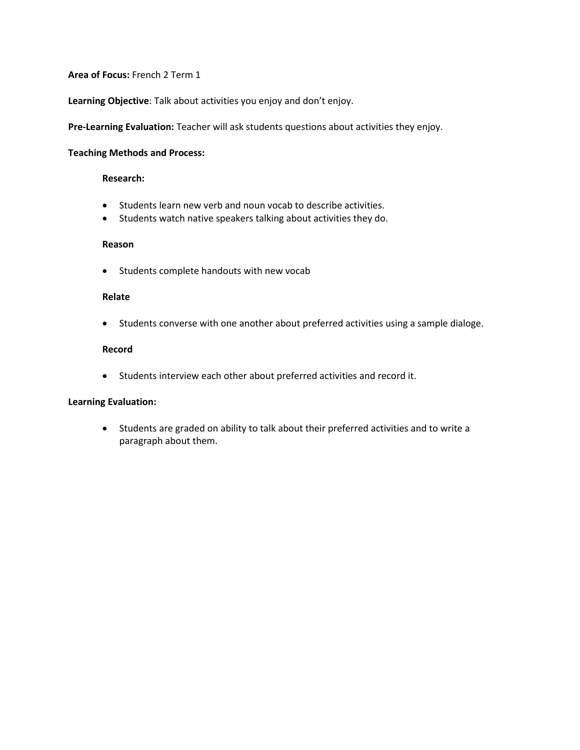**Area of Focus:** French 2 Term 1

**Learning Objective**: Talk about activities you enjoy and don't enjoy.

**Pre-Learning Evaluation:** Teacher will ask students questions about activities they enjoy.

**Teaching Methods and Process:**

**Research:**

- Students learn new verb and noun vocab to describe activities.
- Students watch native speakers talking about activities they do.

**Reason**

- Students complete handouts with new vocab

**Relate**

- Students converse with one another about preferred activities using a sample dialoge.

**Record**

- Students interview each other about preferred activities and record it.

**Learning Evaluation:**

- Students are graded on ability to talk about their preferred activities and to write a paragraph about them.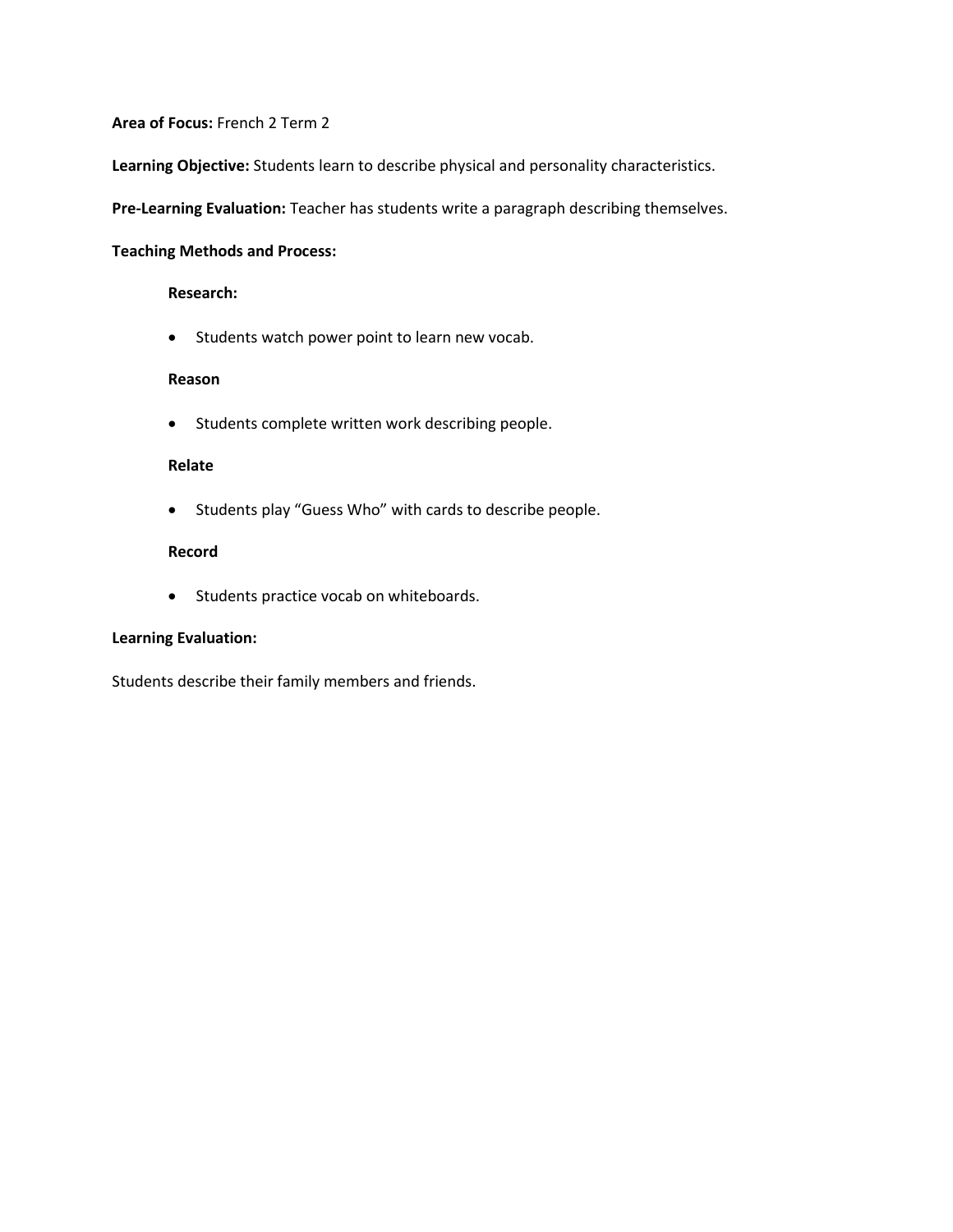**Area of Focus:** French 2 Term 2

**Learning Objective:** Students learn to describe physical and personality characteristics.

**Pre-Learning Evaluation:** Teacher has students write a paragraph describing themselves.

**Teaching Methods and Process:**

**Research:**

- Students watch power point to learn new vocab.

**Reason**

- Students complete written work describing people.

**Relate**

- Students play "Guess Who" with cards to describe people.

**Record**

- Students practice vocab on whiteboards.

**Learning Evaluation:**

Students describe their family members and friends.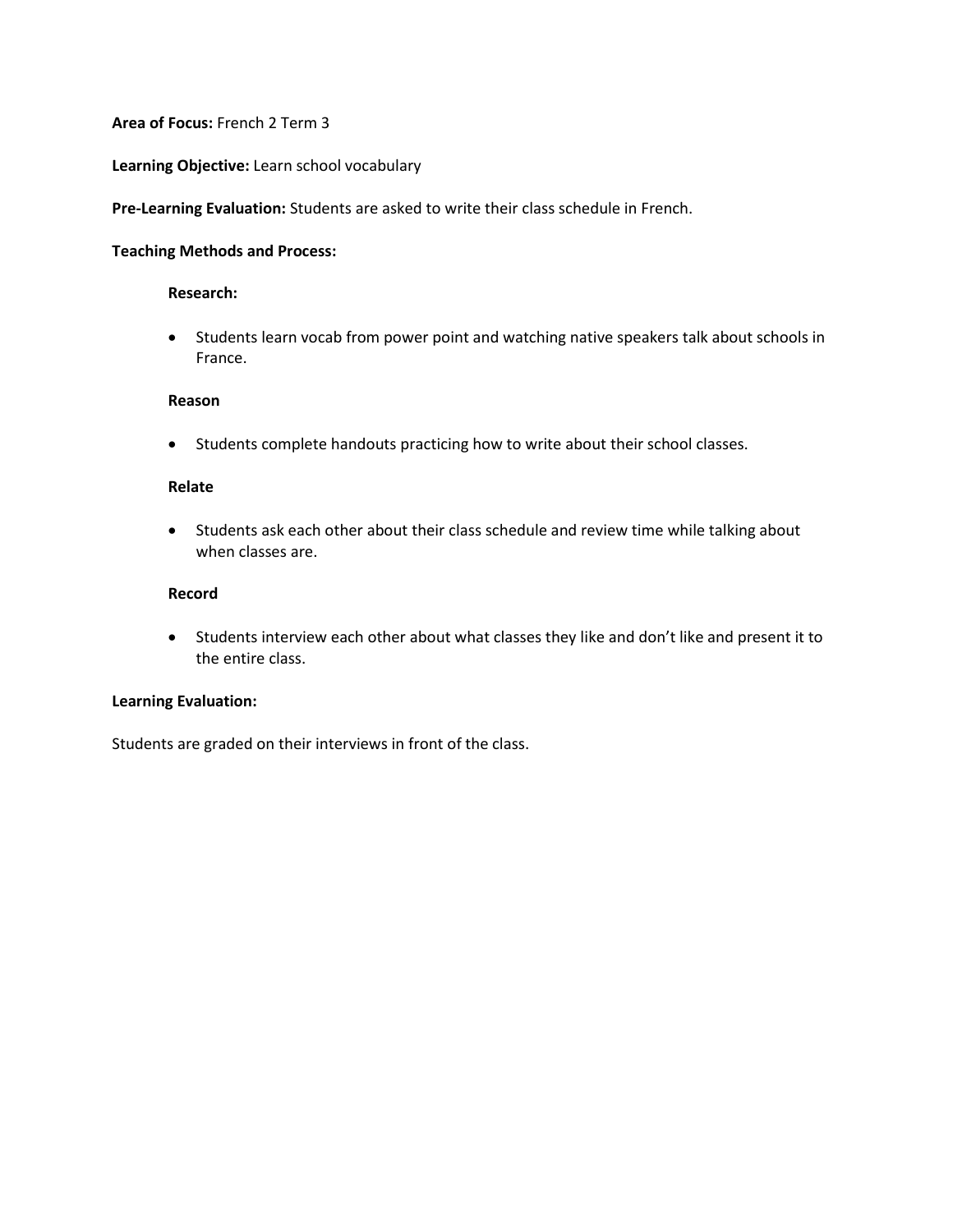**Area of Focus:** French 2 Term 3

**Learning Objective:** Learn school vocabulary

**Pre-Learning Evaluation:** Students are asked to write their class schedule in French.

**Teaching Methods and Process:**

**Research:**

- Students learn vocab from power point and watching native speakers talk about schools in France.

**Reason**

- Students complete handouts practicing how to write about their school classes.

**Relate**

- Students ask each other about their class schedule and review time while talking about when classes are.

**Record**

- Students interview each other about what classes they like and don't like and present it to the entire class.

**Learning Evaluation:**

Students are graded on their interviews in front of the class.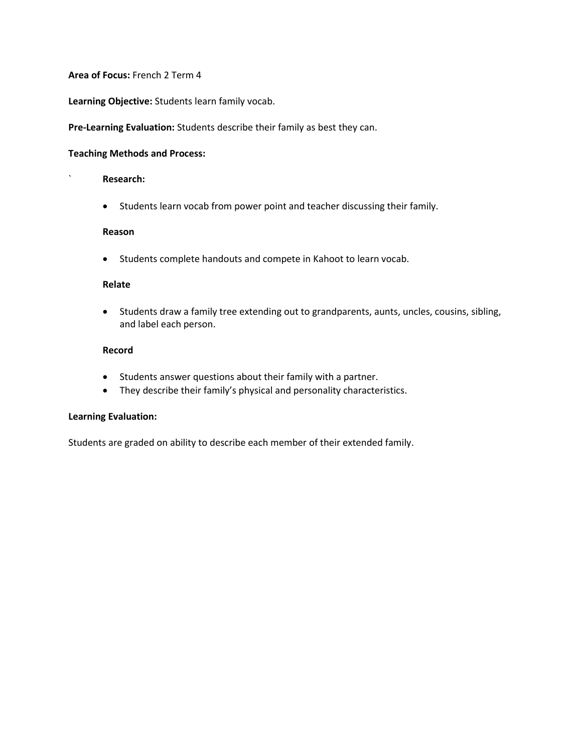**Area of Focus:** French 2 Term 4

**Learning Objective:** Students learn family vocab.

**Pre-Learning Evaluation:** Students describe their family as best they can.

**Teaching Methods and Process:**

` **Research:**

- Students learn vocab from power point and teacher discussing their family.

**Reason**

- Students complete handouts and compete in Kahoot to learn vocab.

**Relate**

- Students draw a family tree extending out to grandparents, aunts, uncles, cousins, sibling, and label each person.

**Record**

- Students answer questions about their family with a partner.
- They describe their family's physical and personality characteristics.

**Learning Evaluation:**

Students are graded on ability to describe each member of their extended family.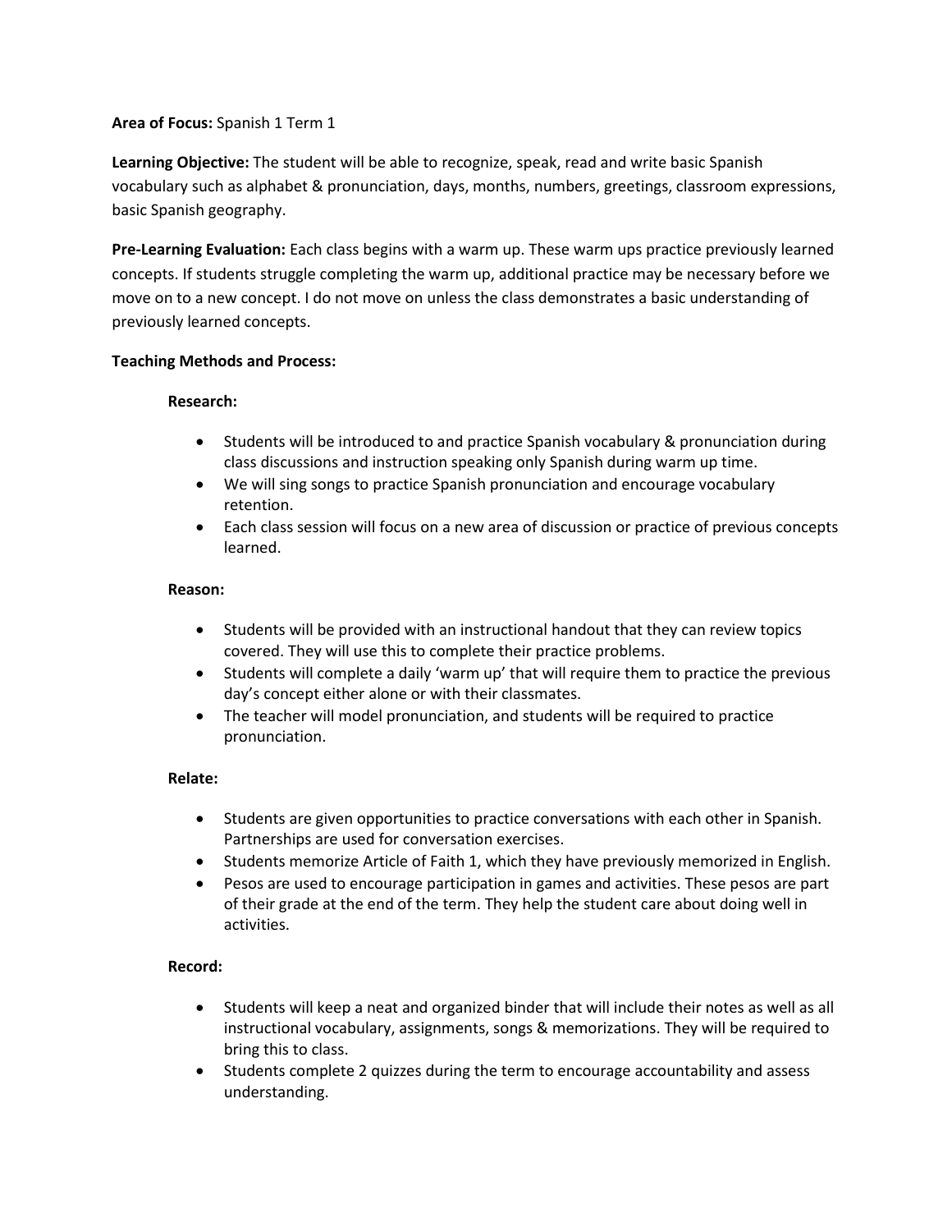**Area of Focus:** Spanish 1 Term 1

**Learning Objective:** The student will be able to recognize, speak, read and write basic Spanish vocabulary such as alphabet & pronunciation, days, months, numbers, greetings, classroom expressions, basic Spanish geography.

**Pre-Learning Evaluation:** Each class begins with a warm up. These warm ups practice previously learned concepts. If students struggle completing the warm up, additional practice may be necessary before we move on to a new concept. I do not move on unless the class demonstrates a basic understanding of previously learned concepts.

**Teaching Methods and Process:**

**Research:**

- Students will be introduced to and practice Spanish vocabulary & pronunciation during class discussions and instruction speaking only Spanish during warm up time.
- We will sing songs to practice Spanish pronunciation and encourage vocabulary retention.
- Each class session will focus on a new area of discussion or practice of previous concepts learned.

**Reason:**

- Students will be provided with an instructional handout that they can review topics covered. They will use this to complete their practice problems.
- Students will complete a daily 'warm up' that will require them to practice the previous day's concept either alone or with their classmates.
- The teacher will model pronunciation, and students will be required to practice pronunciation.

**Relate:**

- Students are given opportunities to practice conversations with each other in Spanish. Partnerships are used for conversation exercises.
- Students memorize Article of Faith 1, which they have previously memorized in English.
- Pesos are used to encourage participation in games and activities. These pesos are part of their grade at the end of the term. They help the student care about doing well in activities.

**Record:**

- Students will keep a neat and organized binder that will include their notes as well as all instructional vocabulary, assignments, songs & memorizations. They will be required to bring this to class.
- Students complete 2 quizzes during the term to encourage accountability and assess understanding.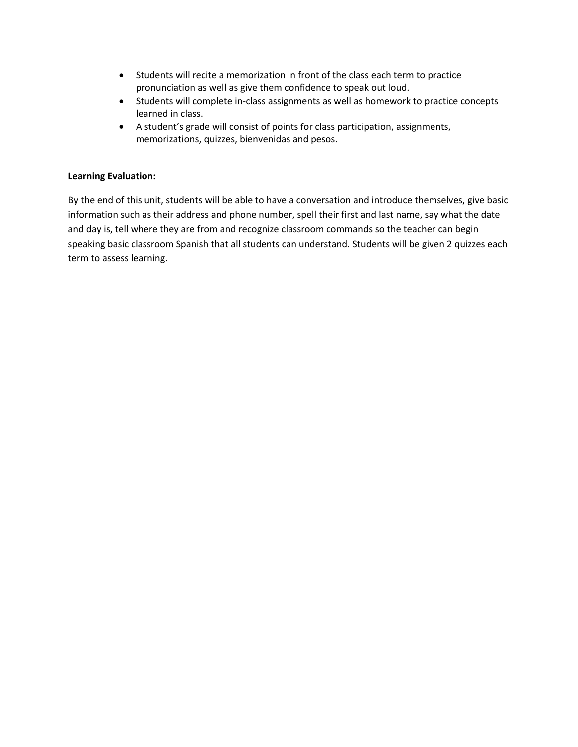- Students will recite a memorization in front of the class each term to practice pronunciation as well as give them confidence to speak out loud.
- Students will complete in-class assignments as well as homework to practice concepts learned in class.
- A student's grade will consist of points for class participation, assignments, memorizations, quizzes, bienvenidas and pesos.

**Learning Evaluation:**

By the end of this unit, students will be able to have a conversation and introduce themselves, give basic information such as their address and phone number, spell their first and last name, say what the date and day is, tell where they are from and recognize classroom commands so the teacher can begin speaking basic classroom Spanish that all students can understand. Students will be given 2 quizzes each term to assess learning.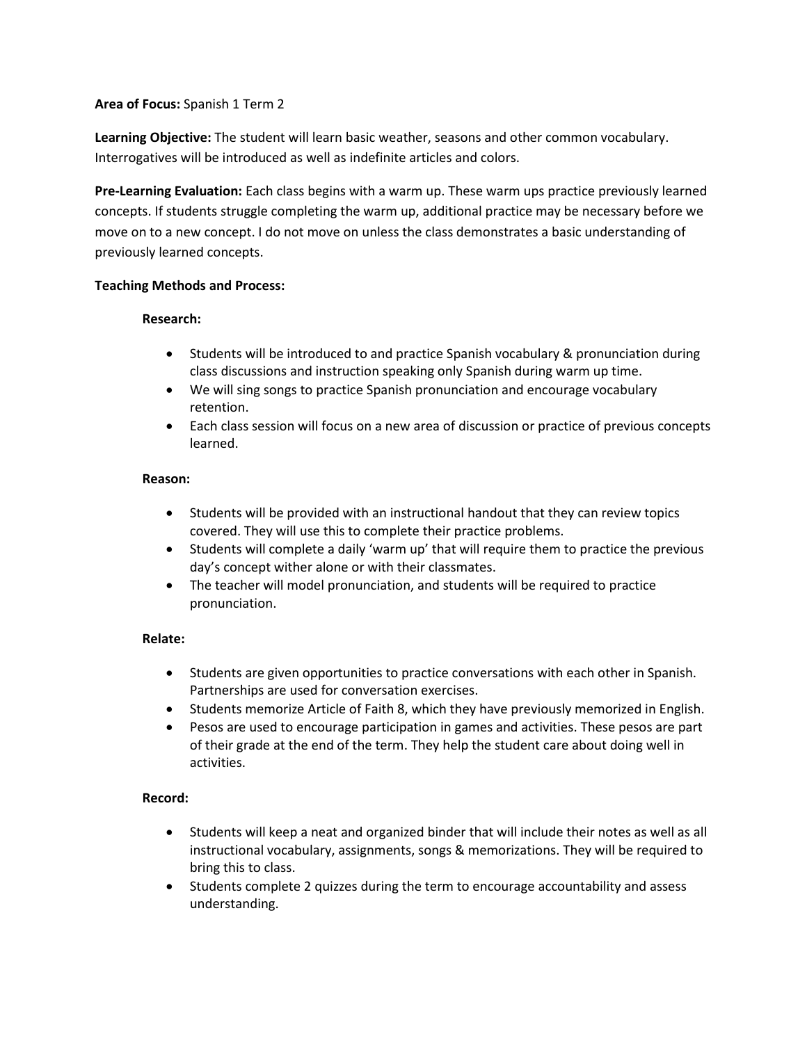**Area of Focus:** Spanish 1 Term 2

**Learning Objective:** The student will learn basic weather, seasons and other common vocabulary. Interrogatives will be introduced as well as indefinite articles and colors.

**Pre-Learning Evaluation:** Each class begins with a warm up. These warm ups practice previously learned concepts. If students struggle completing the warm up, additional practice may be necessary before we move on to a new concept. I do not move on unless the class demonstrates a basic understanding of previously learned concepts.

**Teaching Methods and Process:**

**Research:**

- Students will be introduced to and practice Spanish vocabulary & pronunciation during class discussions and instruction speaking only Spanish during warm up time.
- We will sing songs to practice Spanish pronunciation and encourage vocabulary retention.
- Each class session will focus on a new area of discussion or practice of previous concepts learned.

**Reason:**

- Students will be provided with an instructional handout that they can review topics covered. They will use this to complete their practice problems.
- Students will complete a daily 'warm up' that will require them to practice the previous day's concept wither alone or with their classmates.
- The teacher will model pronunciation, and students will be required to practice pronunciation.

**Relate:**

- Students are given opportunities to practice conversations with each other in Spanish. Partnerships are used for conversation exercises.
- Students memorize Article of Faith 8, which they have previously memorized in English.
- Pesos are used to encourage participation in games and activities. These pesos are part of their grade at the end of the term. They help the student care about doing well in activities.

**Record:**

- Students will keep a neat and organized binder that will include their notes as well as all instructional vocabulary, assignments, songs & memorizations. They will be required to bring this to class.
- Students complete 2 quizzes during the term to encourage accountability and assess understanding.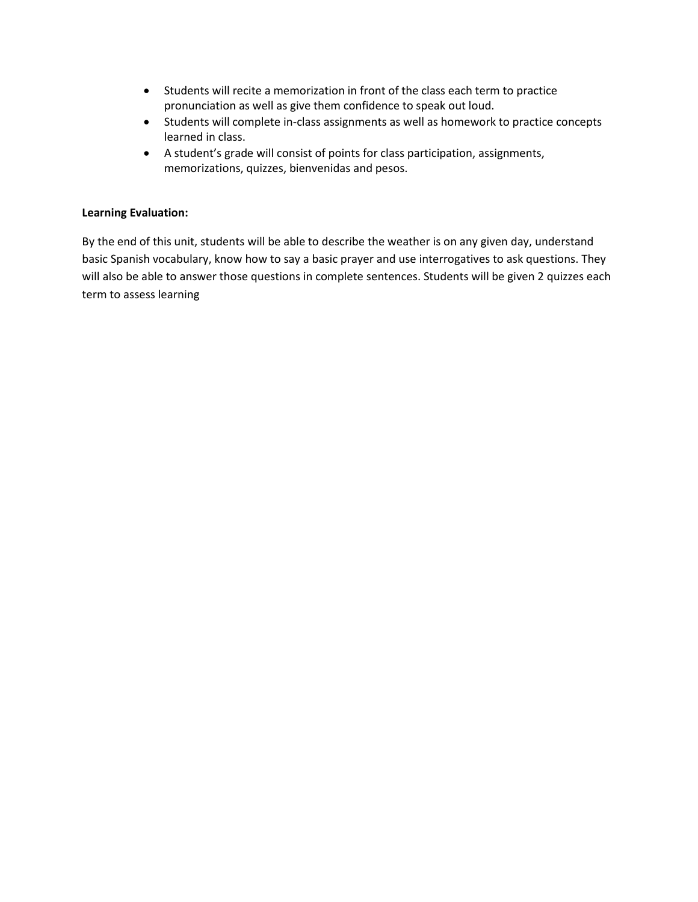- Students will recite a memorization in front of the class each term to practice pronunciation as well as give them confidence to speak out loud.
- Students will complete in-class assignments as well as homework to practice concepts learned in class.
- A student's grade will consist of points for class participation, assignments, memorizations, quizzes, bienvenidas and pesos.

**Learning Evaluation:**

By the end of this unit, students will be able to describe the weather is on any given day, understand basic Spanish vocabulary, know how to say a basic prayer and use interrogatives to ask questions. They will also be able to answer those questions in complete sentences. Students will be given 2 quizzes each term to assess learning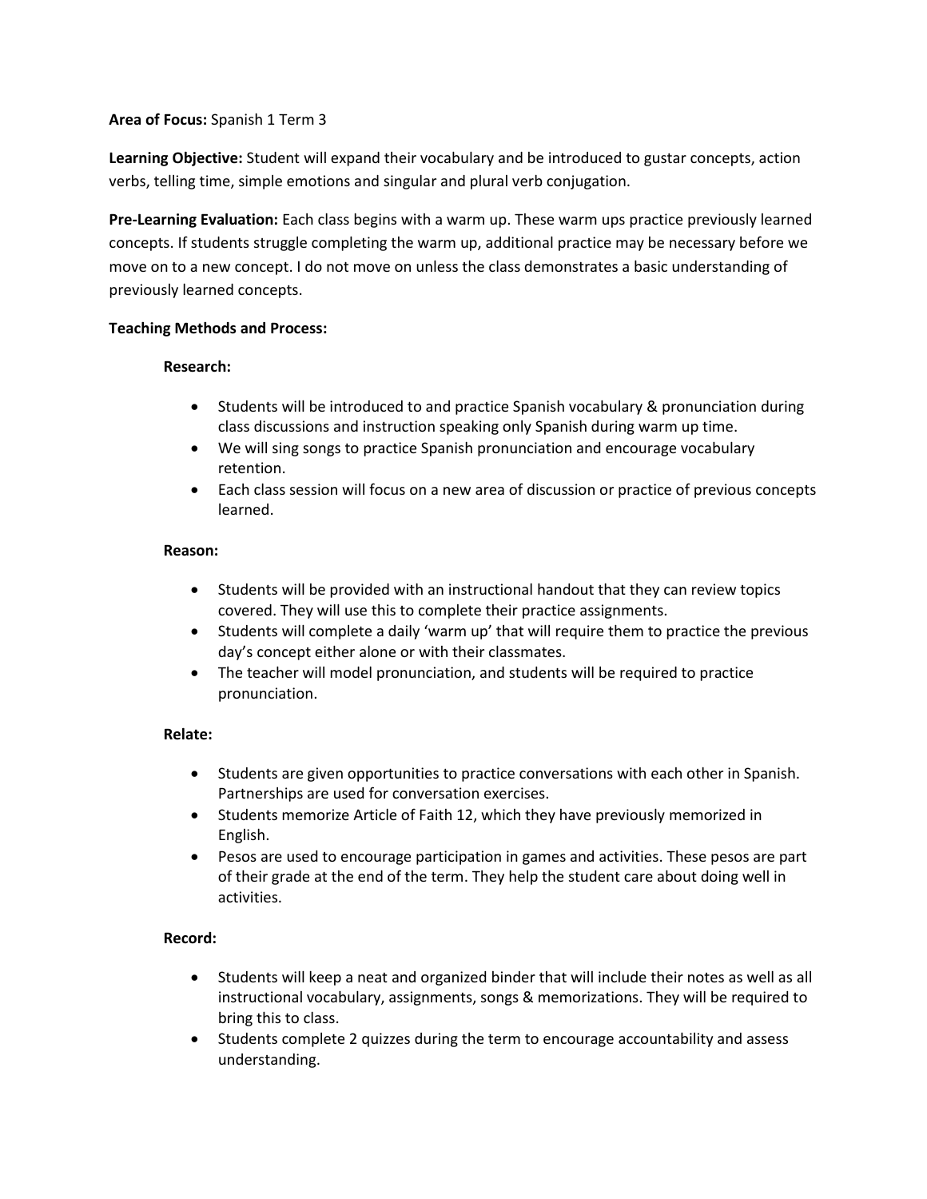**Area of Focus:** Spanish 1 Term 3

**Learning Objective:** Student will expand their vocabulary and be introduced to gustar concepts, action verbs, telling time, simple emotions and singular and plural verb conjugation.

**Pre-Learning Evaluation:** Each class begins with a warm up. These warm ups practice previously learned concepts. If students struggle completing the warm up, additional practice may be necessary before we move on to a new concept. I do not move on unless the class demonstrates a basic understanding of previously learned concepts.

**Teaching Methods and Process:**

**Research:**

- Students will be introduced to and practice Spanish vocabulary & pronunciation during class discussions and instruction speaking only Spanish during warm up time.
- We will sing songs to practice Spanish pronunciation and encourage vocabulary retention.
- Each class session will focus on a new area of discussion or practice of previous concepts learned.

**Reason:**

- Students will be provided with an instructional handout that they can review topics covered. They will use this to complete their practice assignments.
- Students will complete a daily 'warm up' that will require them to practice the previous day's concept either alone or with their classmates.
- The teacher will model pronunciation, and students will be required to practice pronunciation.

**Relate:**

- Students are given opportunities to practice conversations with each other in Spanish. Partnerships are used for conversation exercises.
- Students memorize Article of Faith 12, which they have previously memorized in English.
- Pesos are used to encourage participation in games and activities. These pesos are part of their grade at the end of the term. They help the student care about doing well in activities.

**Record:**

- Students will keep a neat and organized binder that will include their notes as well as all instructional vocabulary, assignments, songs & memorizations. They will be required to bring this to class.
- Students complete 2 quizzes during the term to encourage accountability and assess understanding.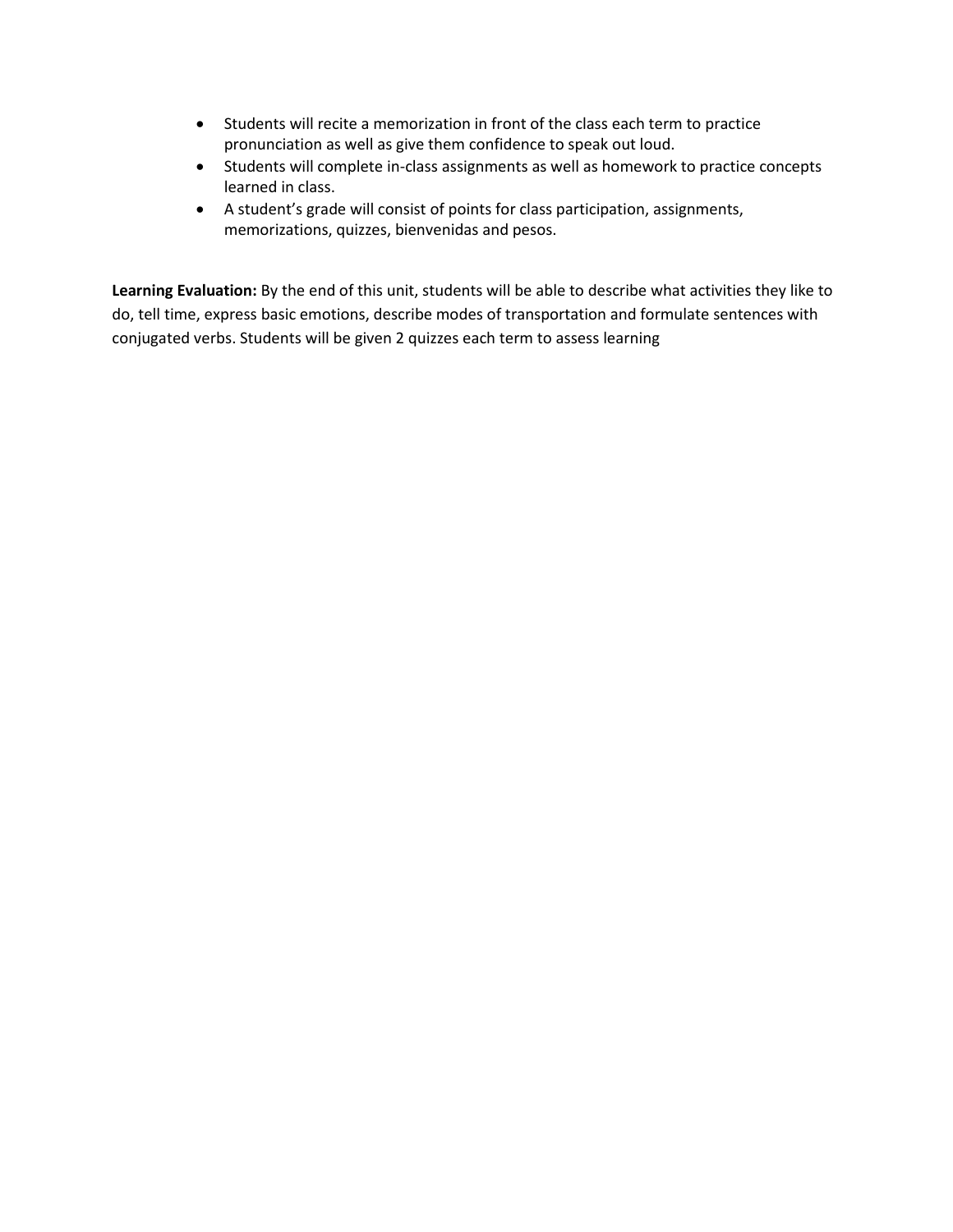- Students will recite a memorization in front of the class each term to practice pronunciation as well as give them confidence to speak out loud.
- Students will complete in-class assignments as well as homework to practice concepts learned in class.
- A student's grade will consist of points for class participation, assignments, memorizations, quizzes, bienvenidas and pesos.

**Learning Evaluation:** By the end of this unit, students will be able to describe what activities they like to do, tell time, express basic emotions, describe modes of transportation and formulate sentences with conjugated verbs. Students will be given 2 quizzes each term to assess learning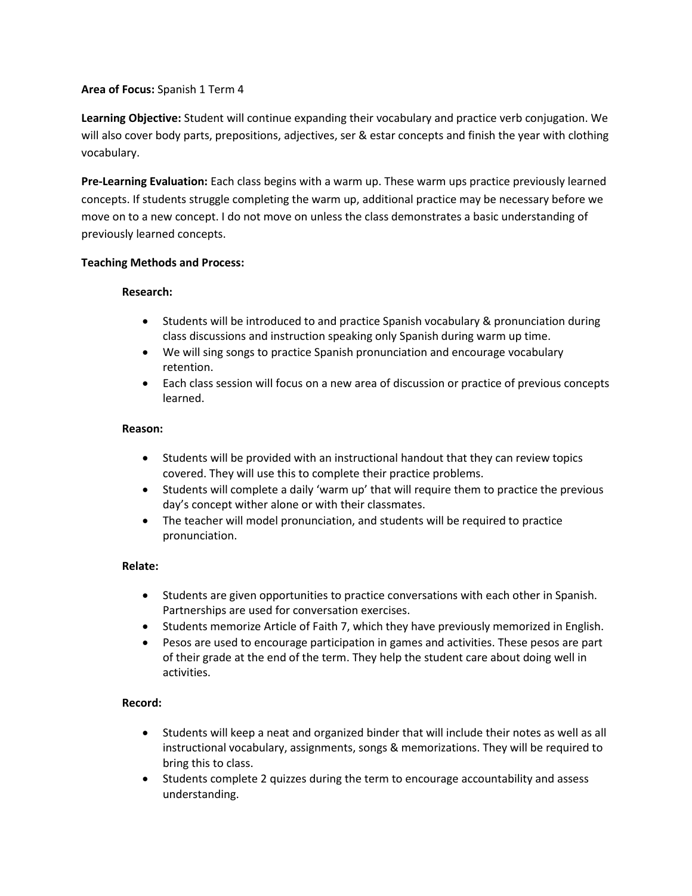**Area of Focus:** Spanish 1 Term 4

**Learning Objective:** Student will continue expanding their vocabulary and practice verb conjugation. We will also cover body parts, prepositions, adjectives, ser & estar concepts and finish the year with clothing vocabulary.

**Pre-Learning Evaluation:** Each class begins with a warm up. These warm ups practice previously learned concepts. If students struggle completing the warm up, additional practice may be necessary before we move on to a new concept. I do not move on unless the class demonstrates a basic understanding of previously learned concepts.

**Teaching Methods and Process:**

**Research:**

- Students will be introduced to and practice Spanish vocabulary & pronunciation during class discussions and instruction speaking only Spanish during warm up time.
- We will sing songs to practice Spanish pronunciation and encourage vocabulary retention.
- Each class session will focus on a new area of discussion or practice of previous concepts learned.

**Reason:**

- Students will be provided with an instructional handout that they can review topics covered. They will use this to complete their practice problems.
- Students will complete a daily 'warm up' that will require them to practice the previous day's concept wither alone or with their classmates.
- The teacher will model pronunciation, and students will be required to practice pronunciation.

**Relate:**

- Students are given opportunities to practice conversations with each other in Spanish. Partnerships are used for conversation exercises.
- Students memorize Article of Faith 7, which they have previously memorized in English.
- Pesos are used to encourage participation in games and activities. These pesos are part of their grade at the end of the term. They help the student care about doing well in activities.

**Record:**

- Students will keep a neat and organized binder that will include their notes as well as all instructional vocabulary, assignments, songs & memorizations. They will be required to bring this to class.
- Students complete 2 quizzes during the term to encourage accountability and assess understanding.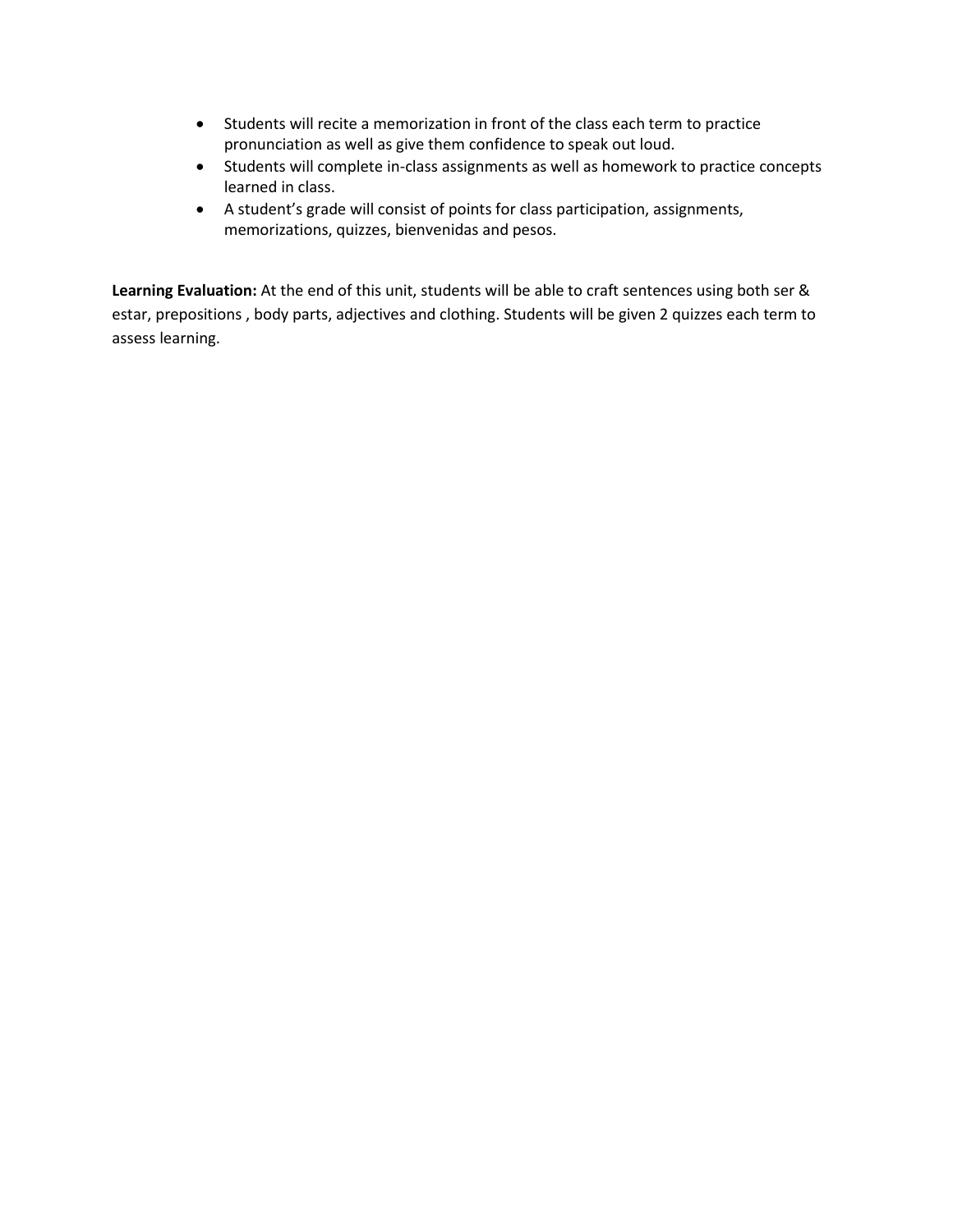- Students will recite a memorization in front of the class each term to practice pronunciation as well as give them confidence to speak out loud.
- Students will complete in-class assignments as well as homework to practice concepts learned in class.
- A student's grade will consist of points for class participation, assignments, memorizations, quizzes, bienvenidas and pesos.

**Learning Evaluation:** At the end of this unit, students will be able to craft sentences using both ser & estar, prepositions , body parts, adjectives and clothing. Students will be given 2 quizzes each term to assess learning.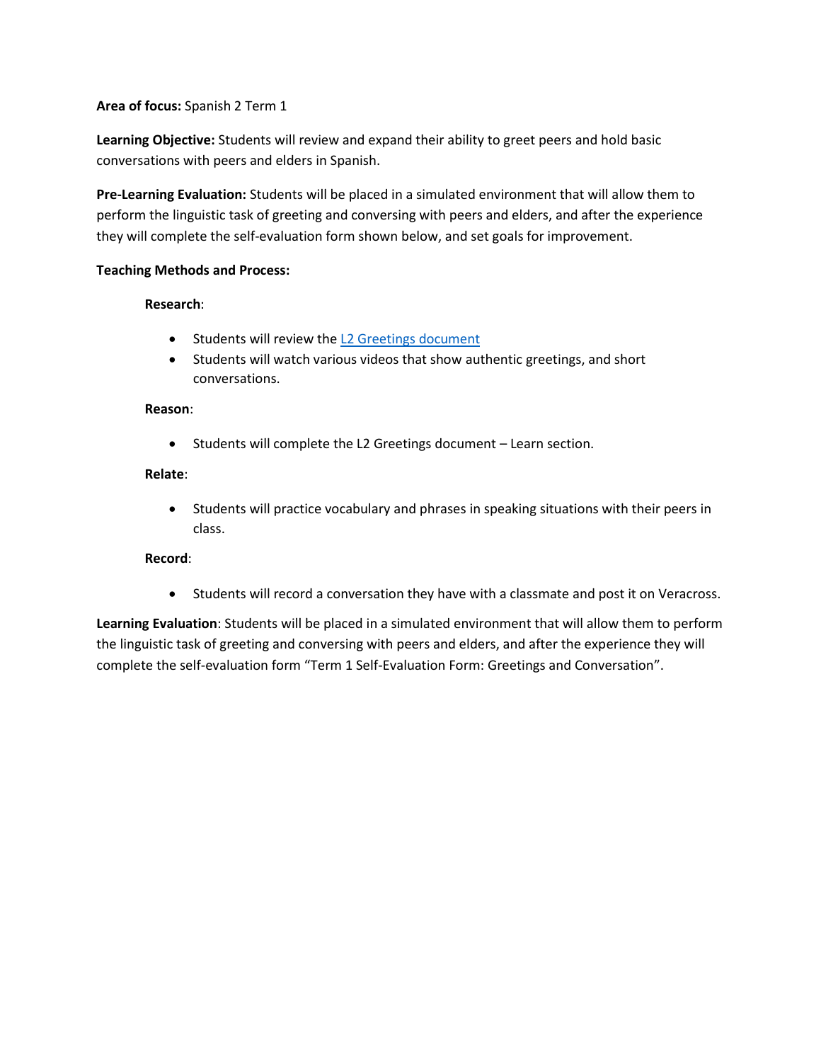**Area of focus:** Spanish 2 Term 1

**Learning Objective:** Students will review and expand their ability to greet peers and hold basic conversations with peers and elders in Spanish.

**Pre-Learning Evaluation:** Students will be placed in a simulated environment that will allow them to perform the linguistic task of greeting and conversing with peers and elders, and after the experience they will complete the self-evaluation form shown below, and set goals for improvement.

**Teaching Methods and Process:**

**Research**:

- Students will review the L2 Greetings document
- Students will watch various videos that show authentic greetings, and short conversations.

**Reason**:

- Students will complete the L2 Greetings document – Learn section.

**Relate**:

- Students will practice vocabulary and phrases in speaking situations with their peers in class.

**Record**:

- Students will record a conversation they have with a classmate and post it on Veracross.

**Learning Evaluation**: Students will be placed in a simulated environment that will allow them to perform the linguistic task of greeting and conversing with peers and elders, and after the experience they will complete the self-evaluation form "Term 1 Self-Evaluation Form: Greetings and Conversation".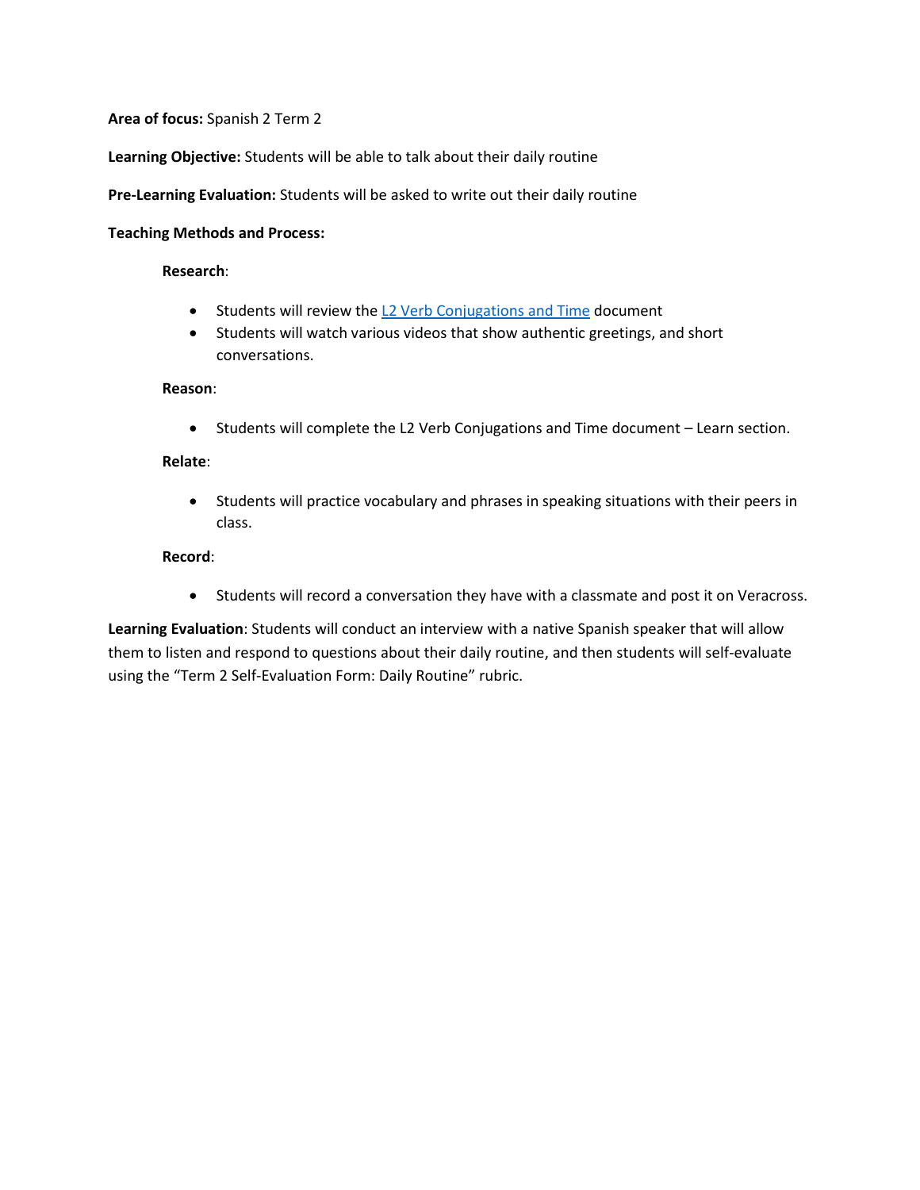**Area of focus:** Spanish 2 Term 2

**Learning Objective:** Students will be able to talk about their daily routine

**Pre-Learning Evaluation:** Students will be asked to write out their daily routine

**Teaching Methods and Process:**

**Research**:

- Students will review the L2 Verb Conjugations and Time document
- Students will watch various videos that show authentic greetings, and short conversations.

**Reason**:

- Students will complete the L2 Verb Conjugations and Time document – Learn section.

**Relate**:

- Students will practice vocabulary and phrases in speaking situations with their peers in class.

**Record**:

- Students will record a conversation they have with a classmate and post it on Veracross.

**Learning Evaluation**: Students will conduct an interview with a native Spanish speaker that will allow them to listen and respond to questions about their daily routine, and then students will self-evaluate using the "Term 2 Self-Evaluation Form: Daily Routine" rubric.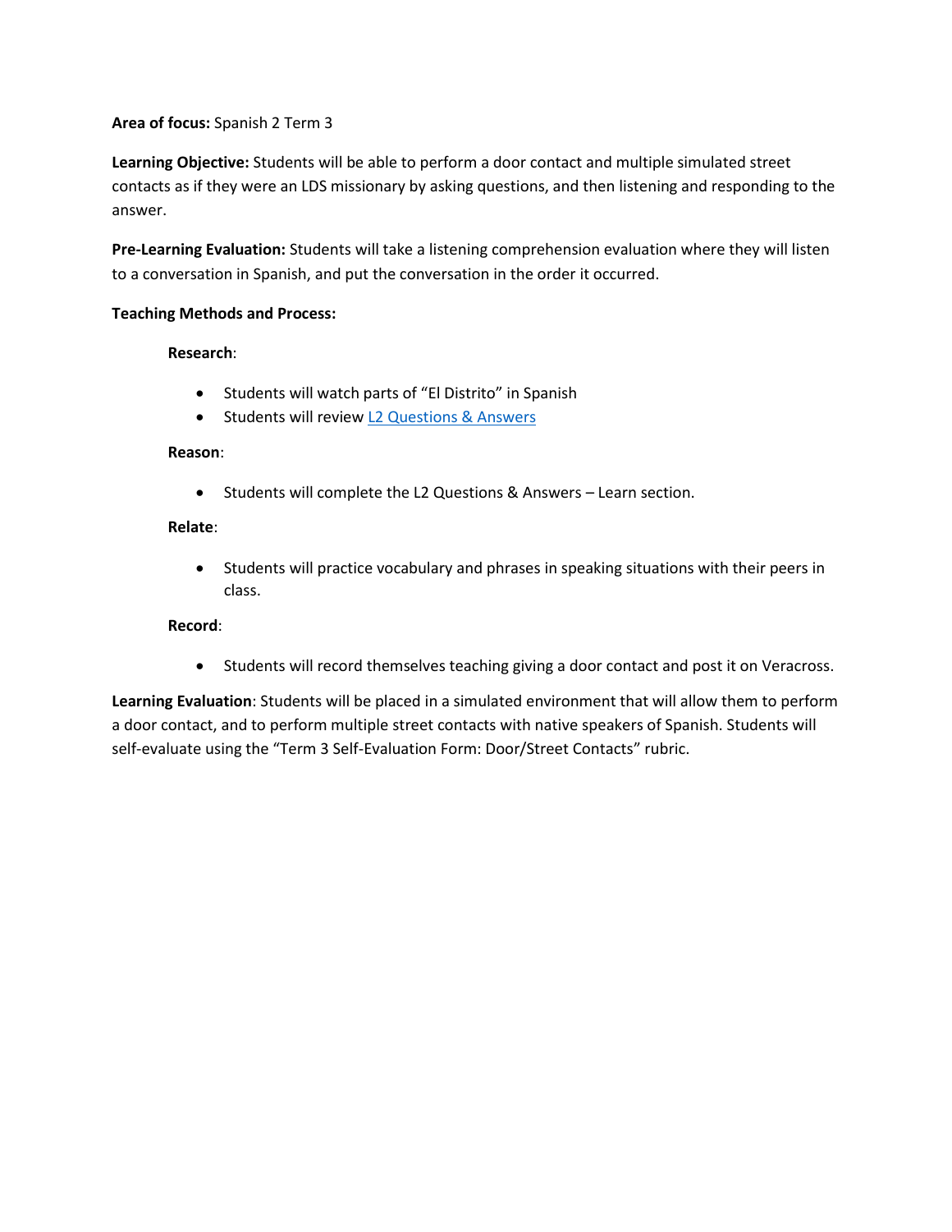**Area of focus:** Spanish 2 Term 3

**Learning Objective:** Students will be able to perform a door contact and multiple simulated street contacts as if they were an LDS missionary by asking questions, and then listening and responding to the answer.

**Pre-Learning Evaluation:** Students will take a listening comprehension evaluation where they will listen to a conversation in Spanish, and put the conversation in the order it occurred.

**Teaching Methods and Process:**

**Research**:

- Students will watch parts of "El Distrito" in Spanish
- Students will review L2 Questions & Answers

**Reason**:

- Students will complete the L2 Questions & Answers – Learn section.

**Relate**:

- Students will practice vocabulary and phrases in speaking situations with their peers in class.

**Record**:

- Students will record themselves teaching giving a door contact and post it on Veracross.

**Learning Evaluation**: Students will be placed in a simulated environment that will allow them to perform a door contact, and to perform multiple street contacts with native speakers of Spanish. Students will self-evaluate using the "Term 3 Self-Evaluation Form: Door/Street Contacts" rubric.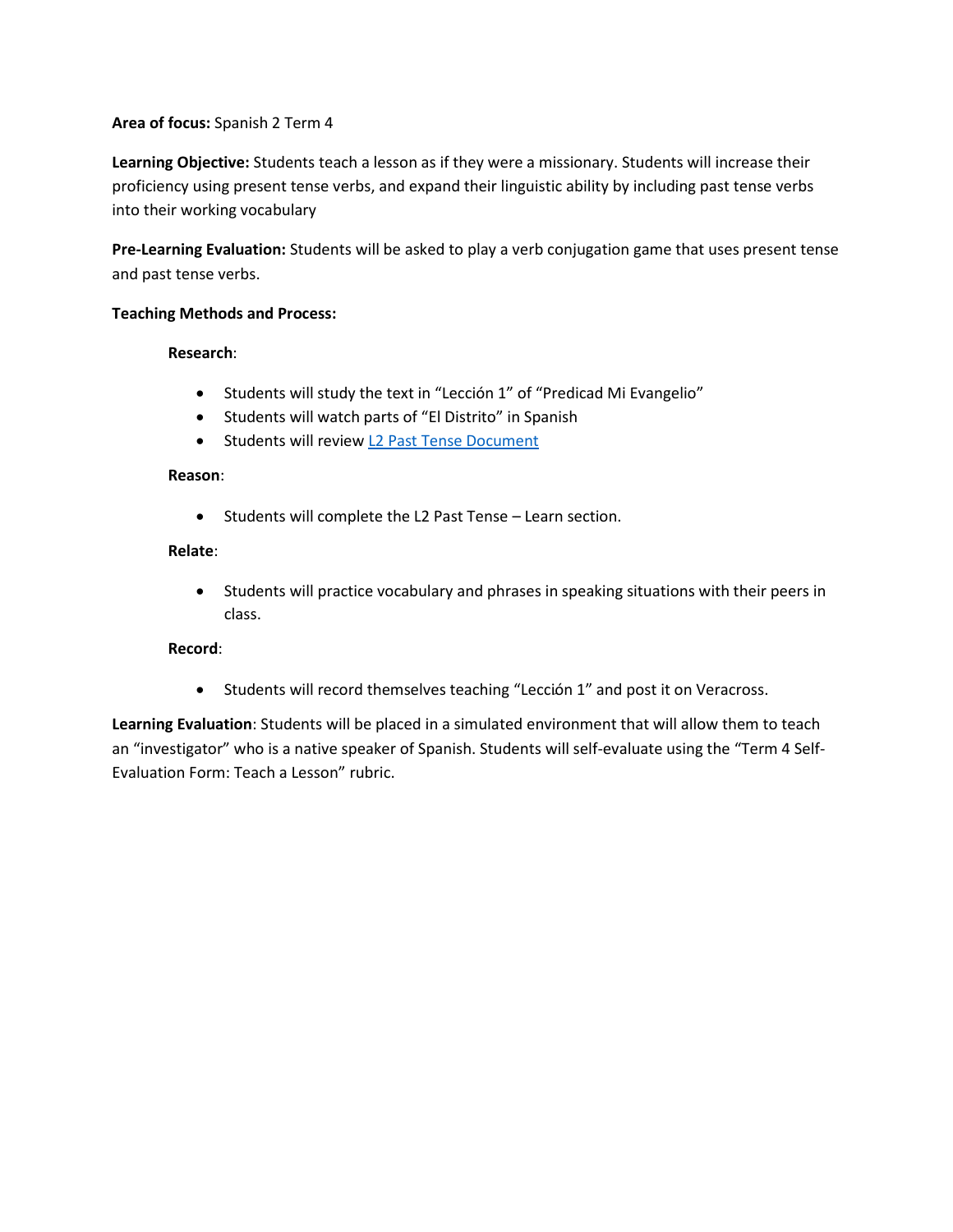**Area of focus:** Spanish 2 Term 4

**Learning Objective:** Students teach a lesson as if they were a missionary. Students will increase their proficiency using present tense verbs, and expand their linguistic ability by including past tense verbs into their working vocabulary

**Pre-Learning Evaluation:** Students will be asked to play a verb conjugation game that uses present tense and past tense verbs.

**Teaching Methods and Process:**

**Research**:

- Students will study the text in "Lección 1" of "Predicad Mi Evangelio"
- Students will watch parts of "El Distrito" in Spanish
- Students will review L2 Past Tense Document

**Reason**:

- Students will complete the L2 Past Tense – Learn section.

**Relate**:

- Students will practice vocabulary and phrases in speaking situations with their peers in class.

**Record**:

- Students will record themselves teaching "Lección 1" and post it on Veracross.

**Learning Evaluation**: Students will be placed in a simulated environment that will allow them to teach an "investigator" who is a native speaker of Spanish. Students will self-evaluate using the "Term 4 Self-Evaluation Form: Teach a Lesson" rubric.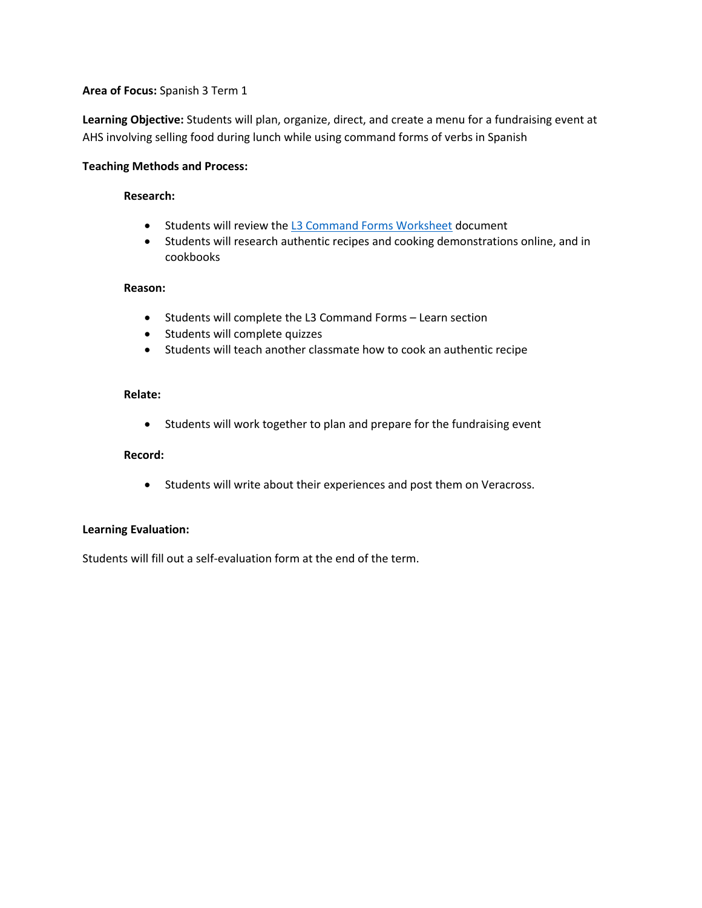**Area of Focus:** Spanish 3 Term 1

**Learning Objective:** Students will plan, organize, direct, and create a menu for a fundraising event at AHS involving selling food during lunch while using command forms of verbs in Spanish

**Teaching Methods and Process:**

**Research:**

- Students will review the L3 Command Forms Worksheet document
- Students will research authentic recipes and cooking demonstrations online, and in cookbooks

**Reason:**

- Students will complete the L3 Command Forms – Learn section
- Students will complete quizzes
- Students will teach another classmate how to cook an authentic recipe

**Relate:**

- Students will work together to plan and prepare for the fundraising event

**Record:**

- Students will write about their experiences and post them on Veracross.

**Learning Evaluation:**

Students will fill out a self-evaluation form at the end of the term.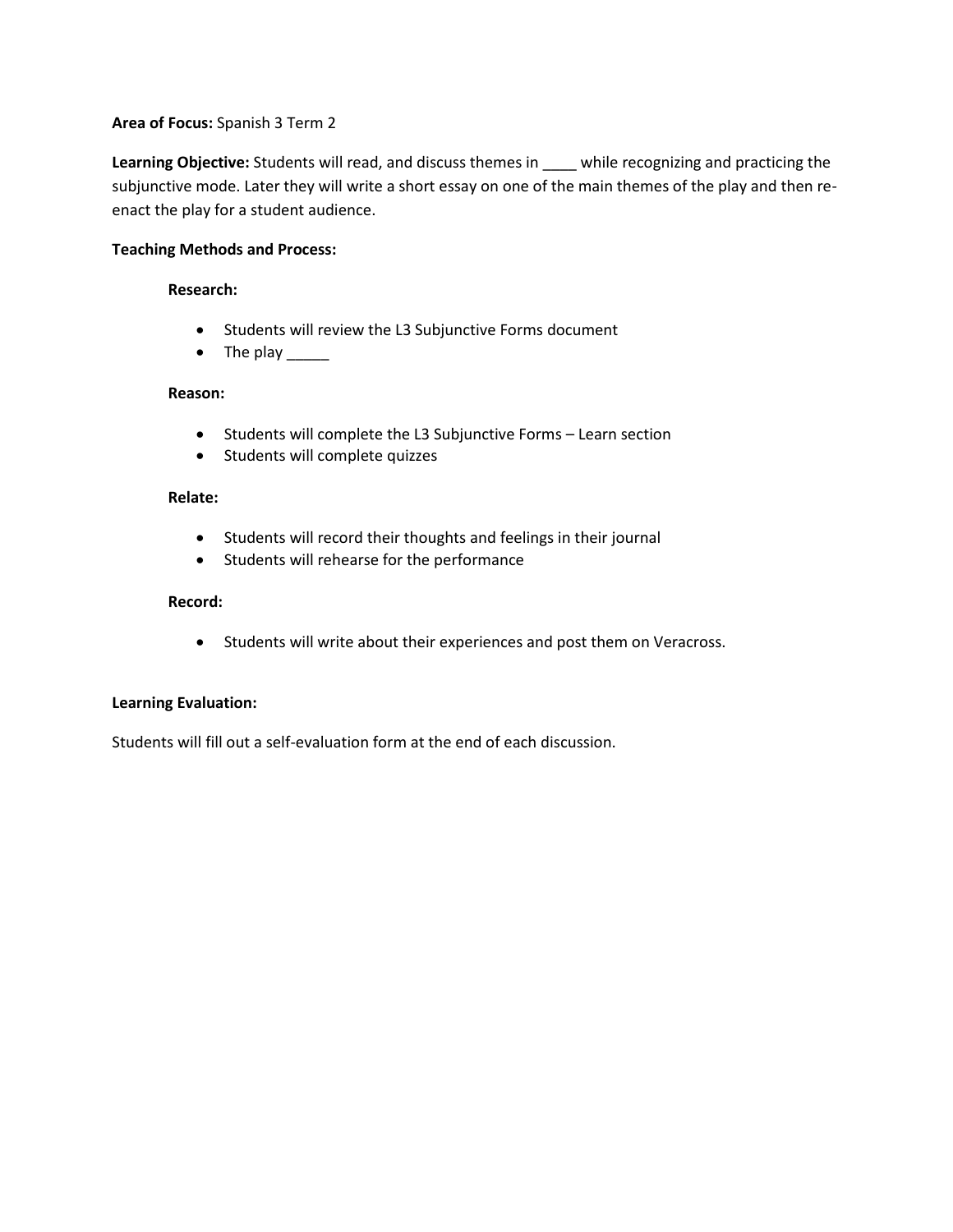**Area of Focus:** Spanish 3 Term 2

**Learning Objective:** Students will read, and discuss themes in ____ while recognizing and practicing the subjunctive mode. Later they will write a short essay on one of the main themes of the play and then re-enact the play for a student audience.

**Teaching Methods and Process:**

**Research:**

- Students will review the L3 Subjunctive Forms document
- The play _____

**Reason:**

- Students will complete the L3 Subjunctive Forms – Learn section
- Students will complete quizzes

**Relate:**

- Students will record their thoughts and feelings in their journal
- Students will rehearse for the performance

**Record:**

- Students will write about their experiences and post them on Veracross.

**Learning Evaluation:**

Students will fill out a self-evaluation form at the end of each discussion.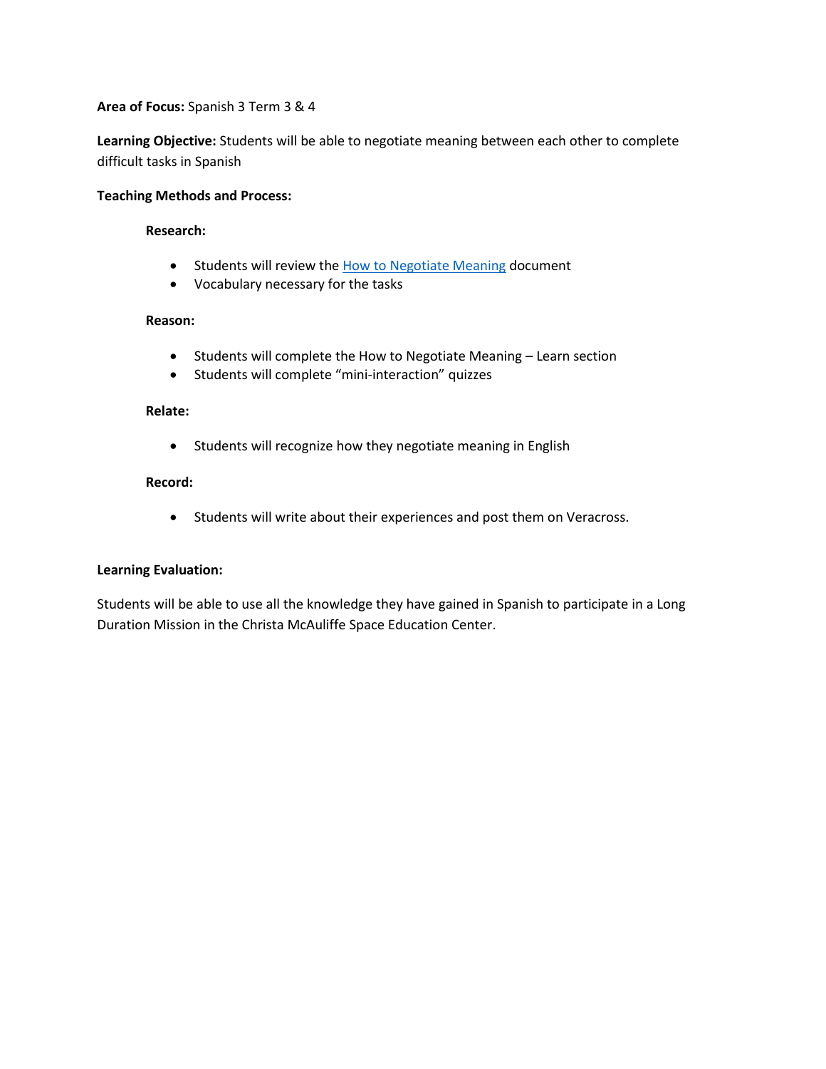**Area of Focus:** Spanish 3 Term 3 & 4

**Learning Objective:** Students will be able to negotiate meaning between each other to complete difficult tasks in Spanish

**Teaching Methods and Process:**

**Research:**

- Students will review the How to Negotiate Meaning document
- Vocabulary necessary for the tasks

**Reason:**

- Students will complete the How to Negotiate Meaning – Learn section
- Students will complete "mini-interaction" quizzes

**Relate:**

- Students will recognize how they negotiate meaning in English

**Record:**

- Students will write about their experiences and post them on Veracross.

**Learning Evaluation:**

Students will be able to use all the knowledge they have gained in Spanish to participate in a Long Duration Mission in the Christa McAuliffe Space Education Center.